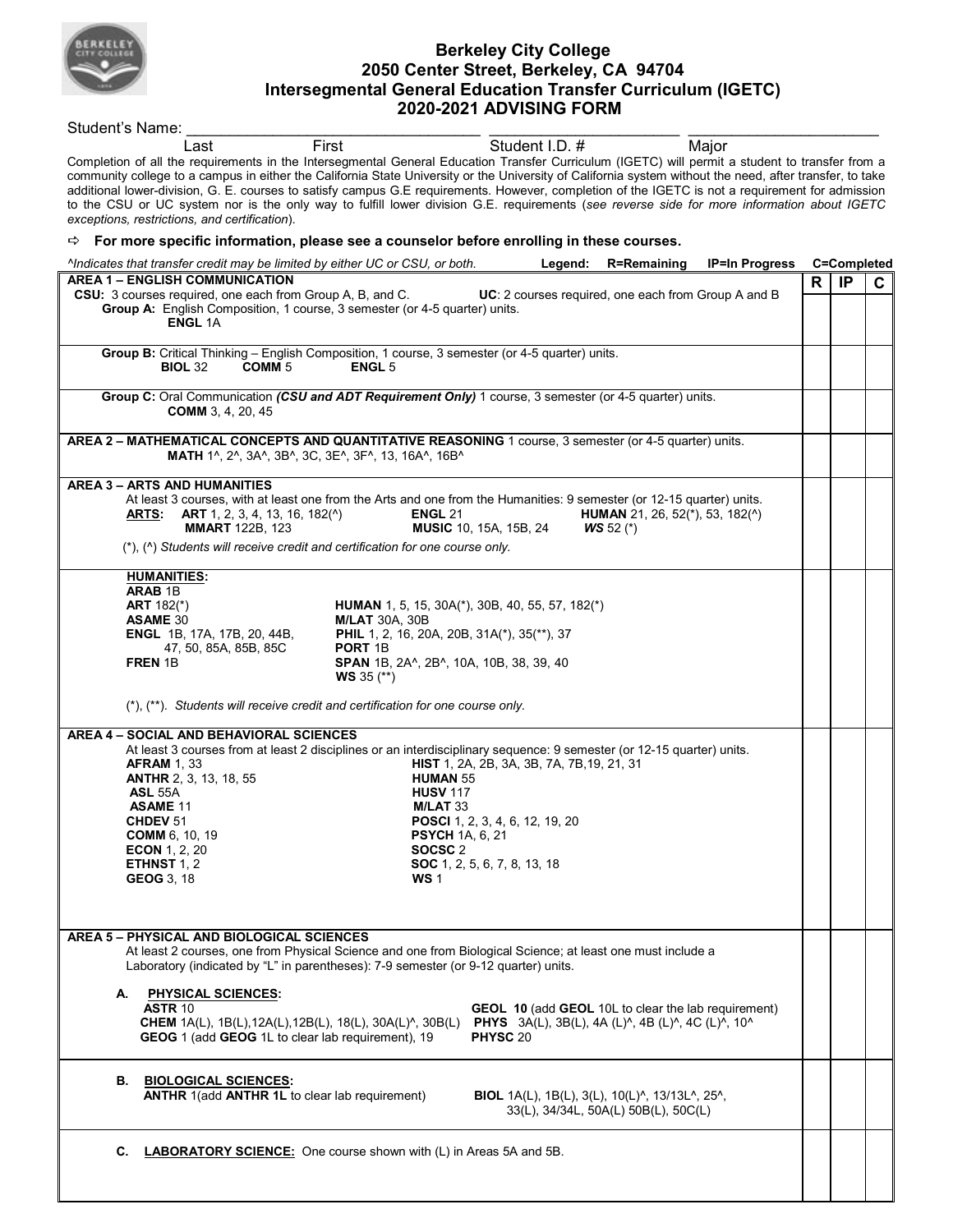# Berkeley City College
## 2050 Center Street, Berkeley, CA 94704
## Intersegmental General Education Transfer Curriculum (IGETC)
## 2020-2021 ADVISING FORM

Student's Name: ______________________________ ______________________ ______________________
Last First Student I.D. # Major

Completion of all the requirements in the Intersegmental General Education Transfer Curriculum (IGETC) will permit a student to transfer from a community college to a campus in either the California State University or the University of California system without the need, after transfer, to take additional lower-division, G. E. courses to satisfy campus G.E requirements. However, completion of the IGETC is not a requirement for admission to the CSU or UC system nor is the only way to fulfill lower division G.E. requirements (*see reverse side for more information about IGETC exceptions, restrictions, and certification*).

⇨ **For more specific information, please see a counselor before enrolling in these courses.**

*^Indicates that transfer credit may be limited by either UC or CSU, or both.* **Legend: R=Remaining IP=In Progress C=Completed**

| | R | IP | C |
|---|---|---|---|
| **AREA 1 – ENGLISH COMMUNICATION**<br>**CSU:** 3 courses required, one each from Group A, B, and C. **UC**: 2 courses required, one each from Group A and B<br>**Group A:** English Composition, 1 course, 3 semester (or 4-5 quarter) units.<br>**ENGL** 1A | | | |
| **Group B:** Critical Thinking – English Composition, 1 course, 3 semester (or 4-5 quarter) units.<br>**BIOL** 32 **COMM** 5 **ENGL** 5 | | | |
| **Group C:** Oral Communication ***(CSU and ADT Requirement Only)*** 1 course, 3 semester (or 4-5 quarter) units.<br>**COMM** 3, 4, 20, 45 | | | |
| **AREA 2 – MATHEMATICAL CONCEPTS AND QUANTITATIVE REASONING** 1 course, 3 semester (or 4-5 quarter) units.<br>**MATH** 1^, 2^, 3A^, 3B^, 3C, 3E^, 3F^, 13, 16A^, 16B^ | | | |
| **AREA 3 – ARTS AND HUMANITIES**<br>At least 3 courses, with at least one from the Arts and one from the Humanities: 9 semester (or 12-15 quarter) units.<br>**ARTS: ART** 1, 2, 3, 4, 13, 16, 182(^) **MMART** 122B, 123 **ENGL** 21 **MUSIC** 10, 15A, 15B, 24 **HUMAN** 21, 26, 52(*), 53, 182(^) ***WS*** 52 (*)<br>*(\*), (^) Students will receive credit and certification for one course only.* | | | |
| **HUMANITIES:**<br>**ARAB** 1B<br>**ART** 182(*)<br>**ASAME** 30<br>**ENGL** 1B, 17A, 17B, 20, 44B, 47, 50, 85A, 85B, 85C<br>**FREN** 1B<br>**HUMAN** 1, 5, 15, 30A(*), 30B, 40, 55, 57, 182(*)<br>**M/LAT** 30A, 30B<br>**PHIL** 1, 2, 16, 20A, 20B, 31A(*), 35(**), 37<br>**PORT** 1B<br>**SPAN** 1B, 2A^, 2B^, 10A, 10B, 38, 39, 40<br>**WS** 35 (**)<br>*(\*), (\*\*). Students will receive credit and certification for one course only.* | | | |
| **AREA 4 – SOCIAL AND BEHAVIORAL SCIENCES**<br>At least 3 courses from at least 2 disciplines or an interdisciplinary sequence: 9 semester (or 12-15 quarter) units.<br>**AFRAM** 1, 33<br>**ANTHR** 2, 3, 13, 18, 55<br>**ASL** 55A<br>**ASAME** 11<br>**CHDEV** 51<br>**COMM** 6, 10, 19<br>**ECON** 1, 2, 20<br>**ETHNST** 1, 2<br>**GEOG** 3, 18<br>**HIST** 1, 2A, 2B, 3A, 3B, 7A, 7B,19, 21, 31<br>**HUMAN** 55<br>**HUSV** 117<br>**M/LAT** 33<br>**POSCI** 1, 2, 3, 4, 6, 12, 19, 20<br>**PSYCH** 1A, 6, 21<br>**SOCSC** 2<br>**SOC** 1, 2, 5, 6, 7, 8, 13, 18<br>**WS** 1 | | | |
| **AREA 5 – PHYSICAL AND BIOLOGICAL SCIENCES**<br>At least 2 courses, one from Physical Science and one from Biological Science; at least one must include a Laboratory (indicated by "L" in parentheses): 7-9 semester (or 9-12 quarter) units.<br>**A. PHYSICAL SCIENCES:**<br>**ASTR** 10<br>**CHEM** 1A(L), 1B(L),12A(L),12B(L), 18(L), 30A(L)^, 30B(L)<br>**GEOG** 1 (add **GEOG** 1L to clear lab requirement), 19<br>**GEOL 10** (add **GEOL** 10L to clear the lab requirement)<br>**PHYS** 3A(L), 3B(L), 4A (L)^, 4B (L)^, 4C (L)^, 10^<br>**PHYSC** 20 | | | |
| **B. BIOLOGICAL SCIENCES:**<br>**ANTHR** 1(add **ANTHR 1L** to clear lab requirement)<br>**BIOL** 1A(L), 1B(L), 3(L), 10(L)^, 13/13L^, 25^, 33(L), 34/34L, 50A(L) 50B(L), 50C(L) | | | |
| **C. LABORATORY SCIENCE:** One course shown with (L) in Areas 5A and 5B. | | | |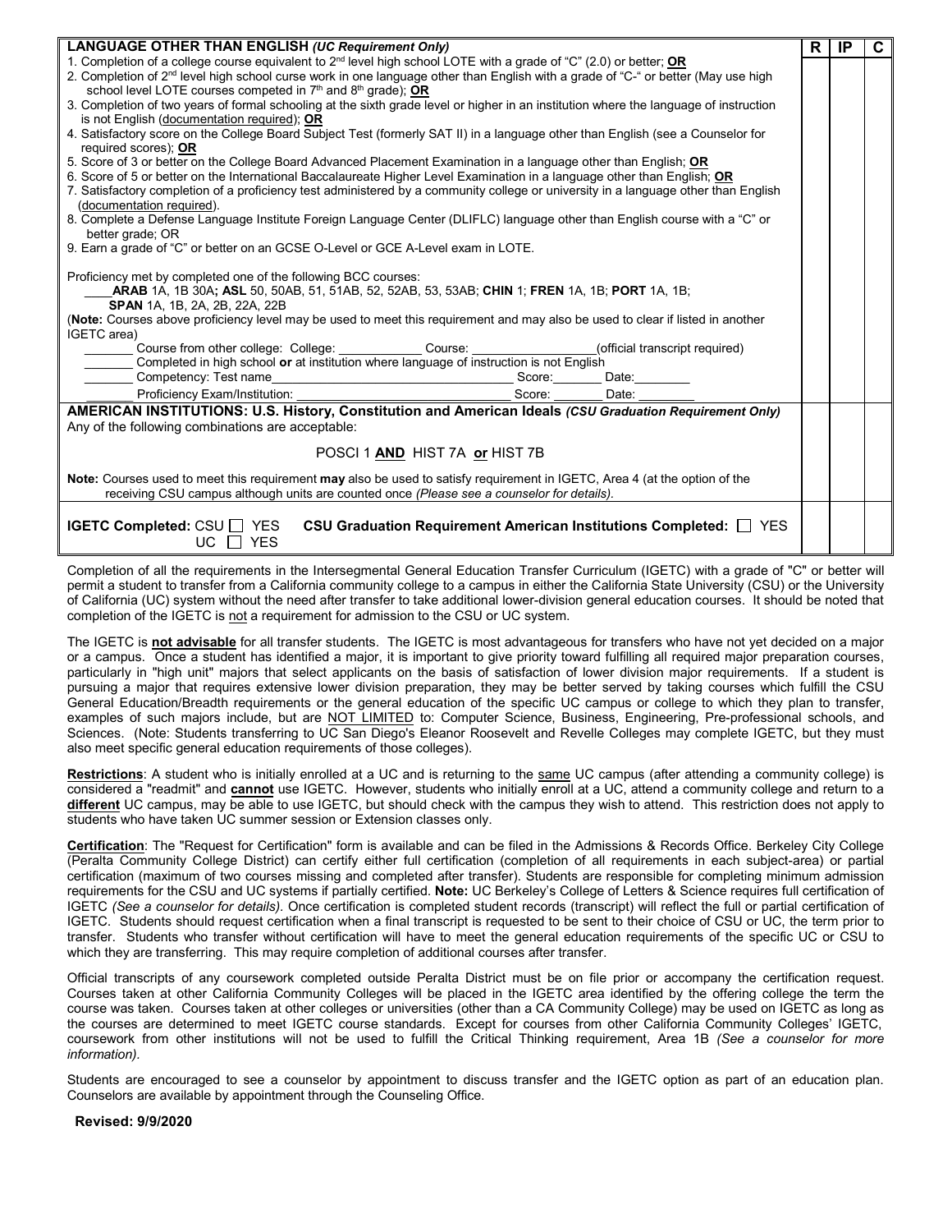| LANGUAGE OTHER THAN ENGLISH *(UC Requirement Only)* | R | IP | C |
|---|---|---|---|
| 1. Completion of a college course equivalent to 2nd level high school LOTE with a grade of "C" (2.0) or better; **OR**<br>2. Completion of 2nd level high school curse work in one language other than English with a grade of "C-" or better (May use high school level LOTE courses competed in 7th and 8th grade); **OR**<br>3. Completion of two years of formal schooling at the sixth grade level or higher in an institution where the language of instruction is not English (documentation required); **OR**<br>4. Satisfactory score on the College Board Subject Test (formerly SAT II) in a language other than English (see a Counselor for required scores); **OR**<br>5. Score of 3 or better on the College Board Advanced Placement Examination in a language other than English; **OR**<br>6. Score of 5 or better on the International Baccalaureate Higher Level Examination in a language other than English; **OR**<br>7. Satisfactory completion of a proficiency test administered by a community college or university in a language other than English (documentation required).<br>8. Complete a Defense Language Institute Foreign Language Center (DLIFLC) language other than English course with a "C" or better grade; OR<br>9. Earn a grade of "C" or better on an GCSE O-Level or GCE A-Level exam in LOTE.<br><br>Proficiency met by completed one of the following BCC courses:<br>____**ARAB** 1A, 1B 30A**; ASL** 50, 50AB, 51, 51AB, 52, 52AB, 53, 53AB; **CHIN** 1; **FREN** 1A, 1B; **PORT** 1A, 1B; **SPAN** 1A, 1B, 2A, 2B, 22A, 22B<br>(**Note:** Courses above proficiency level may be used to meet this requirement and may also be used to clear if listed in another IGETC area)<br>_______ Course from other college: College: ____________ Course: _________________(official transcript required)<br>_______ Completed in high school **or** at institution where language of instruction is not English<br>_______ Competency: Test name__________________________________ Score:_______ Date:________<br>_______ Proficiency Exam/Institution: ______________________________ Score: _______ Date: ________ | | | |
| **AMERICAN INSTITUTIONS: U.S. History, Constitution and American Ideals** ***(CSU Graduation Requirement Only)***<br>Any of the following combinations are acceptable:<br><br>POSCI 1 **AND** HIST 7A **or** HIST 7B<br><br>**Note:** Courses used to meet this requirement **may** also be used to satisfy requirement in IGETC, Area 4 (at the option of the receiving CSU campus although units are counted once *(Please see a counselor for details)*. | | | |
| **IGETC Completed:** CSU ☐ YES UC ☐ YES **CSU Graduation Requirement American Institutions Completed:** ☐ YES | | | |

Completion of all the requirements in the Intersegmental General Education Transfer Curriculum (IGETC) with a grade of "C" or better will permit a student to transfer from a California community college to a campus in either the California State University (CSU) or the University of California (UC) system without the need after transfer to take additional lower-division general education courses. It should be noted that completion of the IGETC is not a requirement for admission to the CSU or UC system.

The IGETC is **not advisable** for all transfer students. The IGETC is most advantageous for transfers who have not yet decided on a major or a campus. Once a student has identified a major, it is important to give priority toward fulfilling all required major preparation courses, particularly in "high unit" majors that select applicants on the basis of satisfaction of lower division major requirements. If a student is pursuing a major that requires extensive lower division preparation, they may be better served by taking courses which fulfill the CSU General Education/Breadth requirements or the general education of the specific UC campus or college to which they plan to transfer, examples of such majors include, but are NOT LIMITED to: Computer Science, Business, Engineering, Pre-professional schools, and Sciences. (Note: Students transferring to UC San Diego's Eleanor Roosevelt and Revelle Colleges may complete IGETC, but they must also meet specific general education requirements of those colleges).

**Restrictions**: A student who is initially enrolled at a UC and is returning to the same UC campus (after attending a community college) is considered a "readmit" and **cannot** use IGETC. However, students who initially enroll at a UC, attend a community college and return to a **different** UC campus, may be able to use IGETC, but should check with the campus they wish to attend. This restriction does not apply to students who have taken UC summer session or Extension classes only.

**Certification**: The "Request for Certification" form is available and can be filed in the Admissions & Records Office. Berkeley City College (Peralta Community College District) can certify either full certification (completion of all requirements in each subject-area) or partial certification (maximum of two courses missing and completed after transfer). Students are responsible for completing minimum admission requirements for the CSU and UC systems if partially certified. **Note:** UC Berkeley's College of Letters & Science requires full certification of IGETC *(See a counselor for details)*. Once certification is completed student records (transcript) will reflect the full or partial certification of IGETC. Students should request certification when a final transcript is requested to be sent to their choice of CSU or UC, the term prior to transfer. Students who transfer without certification will have to meet the general education requirements of the specific UC or CSU to which they are transferring. This may require completion of additional courses after transfer.

Official transcripts of any coursework completed outside Peralta District must be on file prior or accompany the certification request. Courses taken at other California Community Colleges will be placed in the IGETC area identified by the offering college the term the course was taken. Courses taken at other colleges or universities (other than a CA Community College) may be used on IGETC as long as the courses are determined to meet IGETC course standards. Except for courses from other California Community Colleges' IGETC, coursework from other institutions will not be used to fulfill the Critical Thinking requirement, Area 1B *(See a counselor for more information).*

Students are encouraged to see a counselor by appointment to discuss transfer and the IGETC option as part of an education plan. Counselors are available by appointment through the Counseling Office.

**Revised: 9/9/2020**